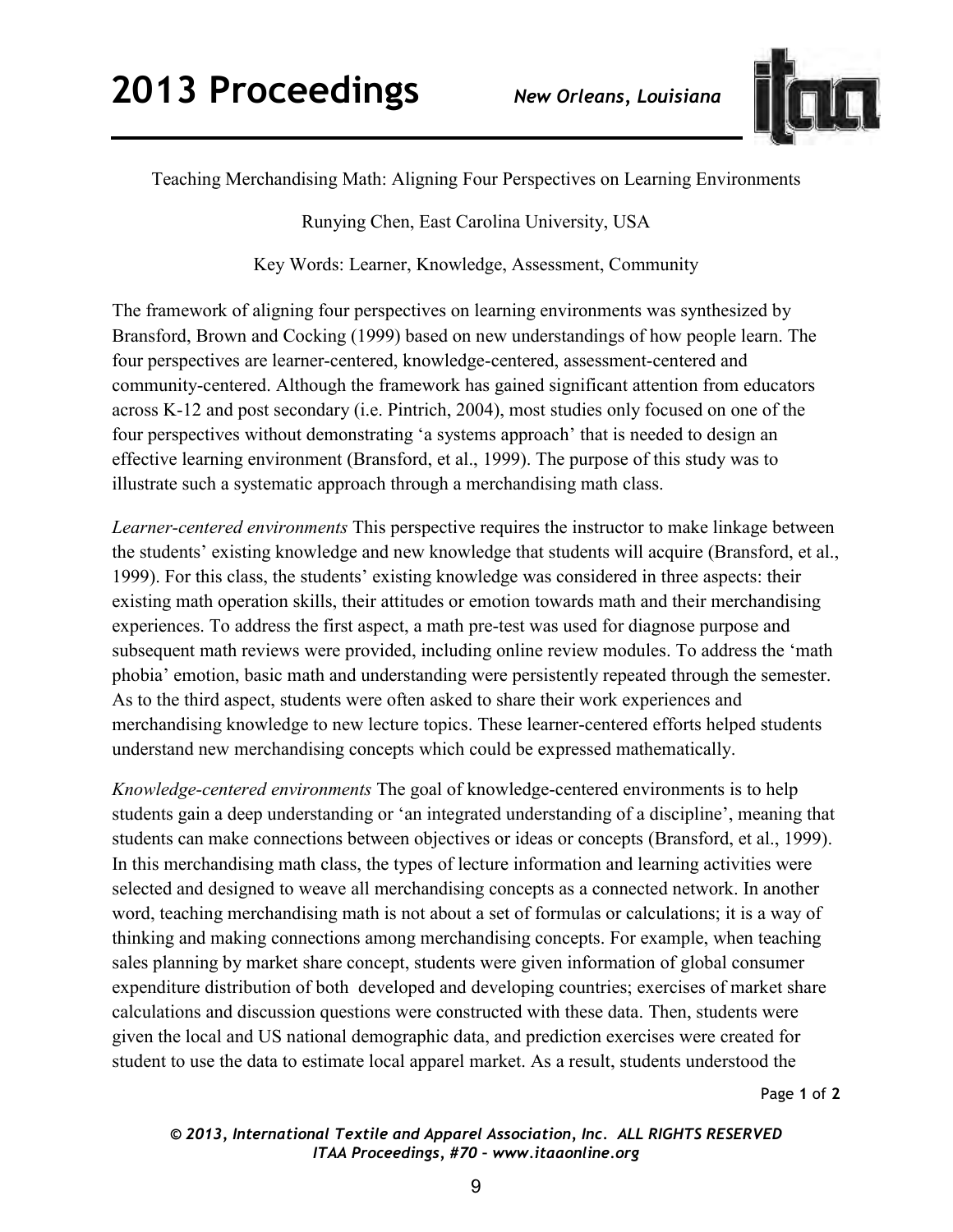Teaching Merchandising Math: Aligning Four Perspectives on Learning Environments

Runying Chen, East Carolina University, USA

Key Words: Learner, Knowledge, Assessment, Community

The framework of aligning four perspectives on learning environments was synthesized by Bransford, Brown and Cocking (1999) based on new understandings of how people learn. The four perspectives are learner-centered, knowledge-centered, assessment-centered and community-centered. Although the framework has gained significant attention from educators across K-12 and post secondary (i.e. Pintrich, 2004), most studies only focused on one of the four perspectives without demonstrating 'a systems approach' that is needed to design an effective learning environment (Bransford, et al., 1999). The purpose of this study was to illustrate such a systematic approach through a merchandising math class.

*Learner-centered environments* This perspective requires the instructor to make linkage between the students' existing knowledge and new knowledge that students will acquire (Bransford, et al., 1999). For this class, the students' existing knowledge was considered in three aspects: their existing math operation skills, their attitudes or emotion towards math and their merchandising experiences. To address the first aspect, a math pre-test was used for diagnose purpose and subsequent math reviews were provided, including online review modules. To address the 'math phobia' emotion, basic math and understanding were persistently repeated through the semester. As to the third aspect, students were often asked to share their work experiences and merchandising knowledge to new lecture topics. These learner-centered efforts helped students understand new merchandising concepts which could be expressed mathematically.

*Knowledge-centered environments* The goal of knowledge-centered environments is to help students gain a deep understanding or 'an integrated understanding of a discipline', meaning that students can make connections between objectives or ideas or concepts (Bransford, et al., 1999). In this merchandising math class, the types of lecture information and learning activities were selected and designed to weave all merchandising concepts as a connected network. In another word, teaching merchandising math is not about a set of formulas or calculations; it is a way of thinking and making connections among merchandising concepts. For example, when teaching sales planning by market share concept, students were given information of global consumer expenditure distribution of both developed and developing countries; exercises of market share calculations and discussion questions were constructed with these data. Then, students were given the local and US national demographic data, and prediction exercises were created for student to use the data to estimate local apparel market. As a result, students understood the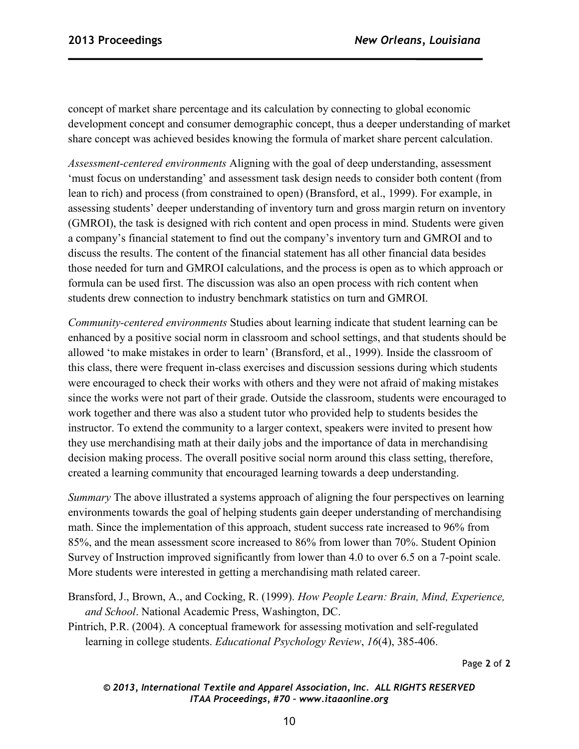concept of market share percentage and its calculation by connecting to global economic development concept and consumer demographic concept, thus a deeper understanding of market share concept was achieved besides knowing the formula of market share percent calculation.

*Assessment-centered environments* Aligning with the goal of deep understanding, assessment 'must focus on understanding' and assessment task design needs to consider both content (from lean to rich) and process (from constrained to open) (Bransford, et al., 1999). For example, in assessing students' deeper understanding of inventory turn and gross margin return on inventory (GMROI), the task is designed with rich content and open process in mind. Students were given a company's financial statement to find out the company's inventory turn and GMROI and to discuss the results. The content of the financial statement has all other financial data besides those needed for turn and GMROI calculations, and the process is open as to which approach or formula can be used first. The discussion was also an open process with rich content when students drew connection to industry benchmark statistics on turn and GMROI.

*Community-centered environments* Studies about learning indicate that student learning can be enhanced by a positive social norm in classroom and school settings, and that students should be allowed 'to make mistakes in order to learn' (Bransford, et al., 1999). Inside the classroom of this class, there were frequent in-class exercises and discussion sessions during which students were encouraged to check their works with others and they were not afraid of making mistakes since the works were not part of their grade. Outside the classroom, students were encouraged to work together and there was also a student tutor who provided help to students besides the instructor. To extend the community to a larger context, speakers were invited to present how they use merchandising math at their daily jobs and the importance of data in merchandising decision making process. The overall positive social norm around this class setting, therefore, created a learning community that encouraged learning towards a deep understanding.

*Summary* The above illustrated a systems approach of aligning the four perspectives on learning environments towards the goal of helping students gain deeper understanding of merchandising math. Since the implementation of this approach, student success rate increased to 96% from 85%, and the mean assessment score increased to 86% from lower than 70%. Student Opinion Survey of Instruction improved significantly from lower than 4.0 to over 6.5 on a 7-point scale. More students were interested in getting a merchandising math related career.

Bransford, J., Brown, A., and Cocking, R. (1999). *How People Learn: Brain, Mind, Experience, and School*. National Academic Press, Washington, DC.

Pintrich, P.R. (2004). A conceptual framework for assessing motivation and self-regulated learning in college students. *Educational Psychology Review*, *16*(4), 385-406.